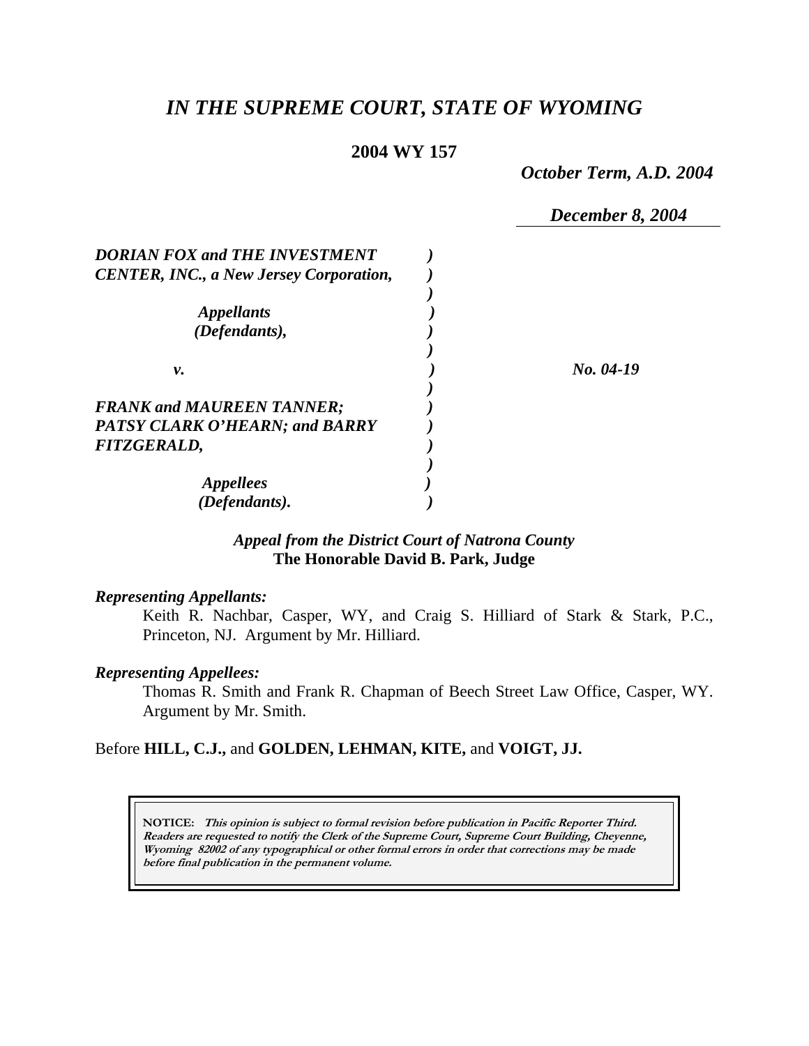# *IN THE SUPREME COURT, STATE OF WYOMING*

**2004 WY 157**

*October Term, A.D. 2004*

*December 8, 2004*

***DORIAN FOX and THE INVESTMENT CENTER, INC., a New Jersey Corporation,***

***Appellants (Defendants),***

***v.***

***FRANK and MAUREEN TANNER; PATSY CLARK O'HEARN; and BARRY FITZGERALD,***

***Appellees (Defendants).***

***No. 04-19***

***Appeal from the District Court of Natrona County***
**The Honorable David B. Park, Judge**

***Representing Appellants:***

Keith R. Nachbar, Casper, WY, and Craig S. Hilliard of Stark & Stark, P.C., Princeton, NJ. Argument by Mr. Hilliard.

***Representing Appellees:***

Thomas R. Smith and Frank R. Chapman of Beech Street Law Office, Casper, WY. Argument by Mr. Smith.

Before **HILL, C.J.,** and **GOLDEN, LEHMAN, KITE,** and **VOIGT, JJ.**

**NOTICE:** ***This opinion is subject to formal revision before publication in Pacific Reporter Third. Readers are requested to notify the Clerk of the Supreme Court, Supreme Court Building, Cheyenne, Wyoming 82002 of any typographical or other formal errors in order that corrections may be made before final publication in the permanent volume.***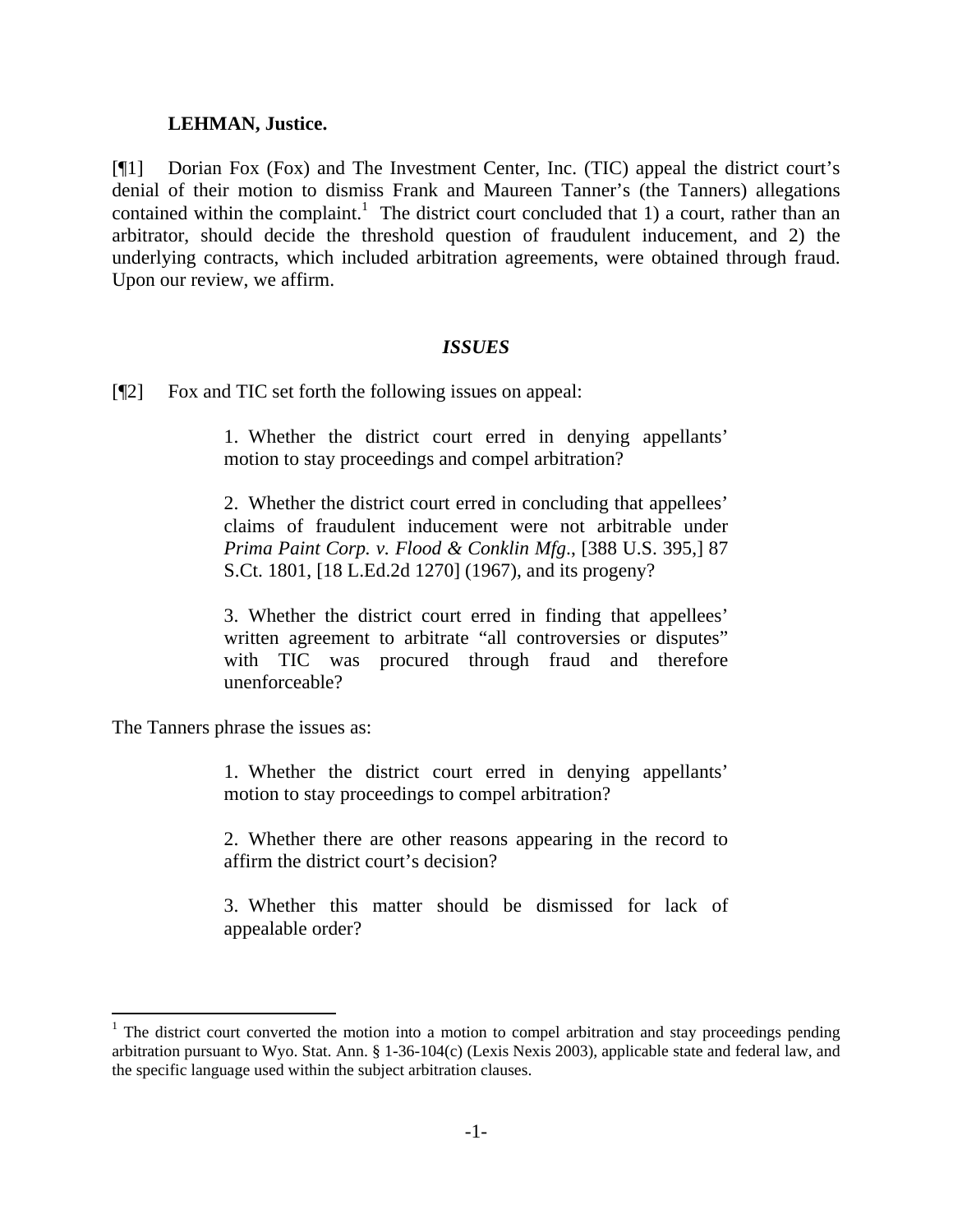**LEHMAN, Justice.**

[¶1] Dorian Fox (Fox) and The Investment Center, Inc. (TIC) appeal the district court's denial of their motion to dismiss Frank and Maureen Tanner's (the Tanners) allegations contained within the complaint.[1] The district court concluded that 1) a court, rather than an arbitrator, should decide the threshold question of fraudulent inducement, and 2) the underlying contracts, which included arbitration agreements, were obtained through fraud. Upon our review, we affirm.

## *ISSUES*

[¶2] Fox and TIC set forth the following issues on appeal:

> 1. Whether the district court erred in denying appellants' motion to stay proceedings and compel arbitration?
>
> 2. Whether the district court erred in concluding that appellees' claims of fraudulent inducement were not arbitrable under *Prima Paint Corp. v. Flood & Conklin Mfg*., [388 U.S. 395,] 87 S.Ct. 1801, [18 L.Ed.2d 1270] (1967), and its progeny?
>
> 3. Whether the district court erred in finding that appellees' written agreement to arbitrate "all controversies or disputes" with TIC was procured through fraud and therefore unenforceable?

The Tanners phrase the issues as:

> 1. Whether the district court erred in denying appellants' motion to stay proceedings to compel arbitration?
>
> 2. Whether there are other reasons appearing in the record to affirm the district court's decision?
>
> 3. Whether this matter should be dismissed for lack of appealable order?

---

[1] The district court converted the motion into a motion to compel arbitration and stay proceedings pending arbitration pursuant to Wyo. Stat. Ann. § 1-36-104(c) (Lexis Nexis 2003), applicable state and federal law, and the specific language used within the subject arbitration clauses.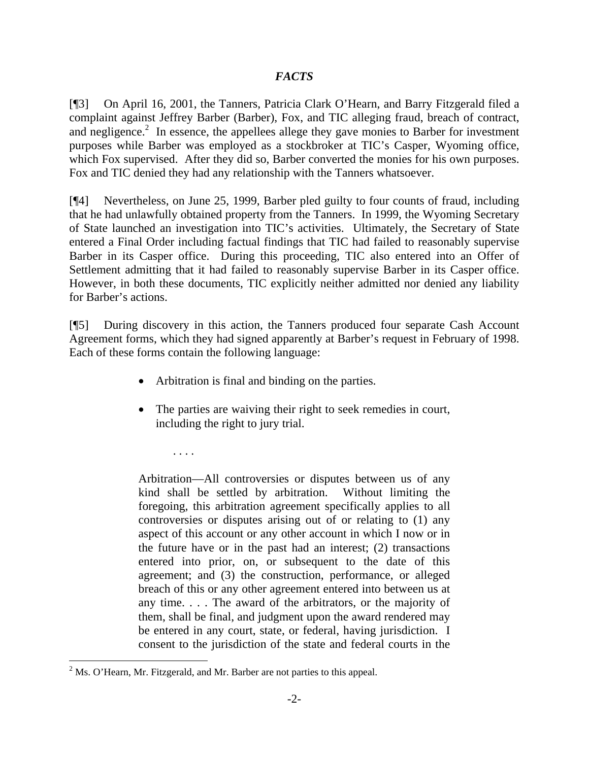## *FACTS*

[¶3] On April 16, 2001, the Tanners, Patricia Clark O'Hearn, and Barry Fitzgerald filed a complaint against Jeffrey Barber (Barber), Fox, and TIC alleging fraud, breach of contract, and negligence.[2] In essence, the appellees allege they gave monies to Barber for investment purposes while Barber was employed as a stockbroker at TIC's Casper, Wyoming office, which Fox supervised. After they did so, Barber converted the monies for his own purposes. Fox and TIC denied they had any relationship with the Tanners whatsoever.

[¶4] Nevertheless, on June 25, 1999, Barber pled guilty to four counts of fraud, including that he had unlawfully obtained property from the Tanners. In 1999, the Wyoming Secretary of State launched an investigation into TIC's activities. Ultimately, the Secretary of State entered a Final Order including factual findings that TIC had failed to reasonably supervise Barber in its Casper office. During this proceeding, TIC also entered into an Offer of Settlement admitting that it had failed to reasonably supervise Barber in its Casper office. However, in both these documents, TIC explicitly neither admitted nor denied any liability for Barber's actions.

[¶5] During discovery in this action, the Tanners produced four separate Cash Account Agreement forms, which they had signed apparently at Barber's request in February of 1998. Each of these forms contain the following language:

> - Arbitration is final and binding on the parties.
> - The parties are waiving their right to seek remedies in court, including the right to jury trial.
>
> . . . .
>
> Arbitration—All controversies or disputes between us of any kind shall be settled by arbitration. Without limiting the foregoing, this arbitration agreement specifically applies to all controversies or disputes arising out of or relating to (1) any aspect of this account or any other account in which I now or in the future have or in the past had an interest; (2) transactions entered into prior, on, or subsequent to the date of this agreement; and (3) the construction, performance, or alleged breach of this or any other agreement entered into between us at any time. . . . The award of the arbitrators, or the majority of them, shall be final, and judgment upon the award rendered may be entered in any court, state, or federal, having jurisdiction. I consent to the jurisdiction of the state and federal courts in the

---

[2] Ms. O'Hearn, Mr. Fitzgerald, and Mr. Barber are not parties to this appeal.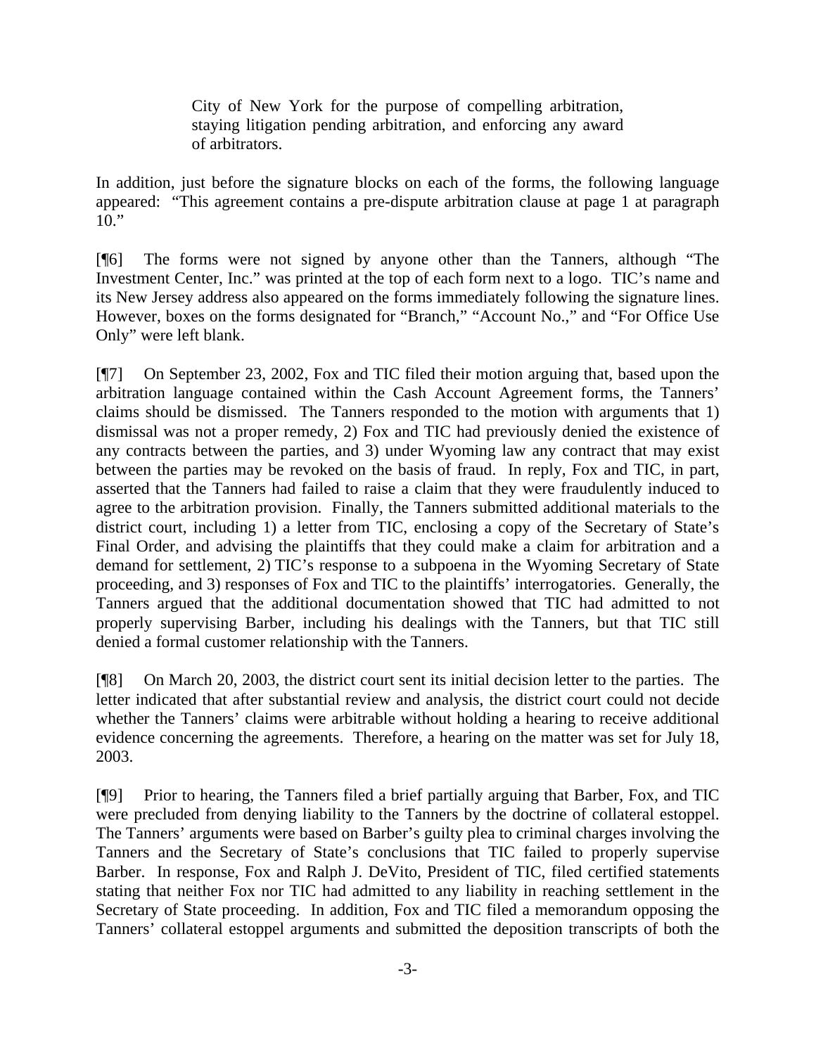> City of New York for the purpose of compelling arbitration, staying litigation pending arbitration, and enforcing any award of arbitrators.

In addition, just before the signature blocks on each of the forms, the following language appeared: "This agreement contains a pre-dispute arbitration clause at page 1 at paragraph 10."

[¶6] The forms were not signed by anyone other than the Tanners, although "The Investment Center, Inc." was printed at the top of each form next to a logo. TIC's name and its New Jersey address also appeared on the forms immediately following the signature lines. However, boxes on the forms designated for "Branch," "Account No.," and "For Office Use Only" were left blank.

[¶7] On September 23, 2002, Fox and TIC filed their motion arguing that, based upon the arbitration language contained within the Cash Account Agreement forms, the Tanners' claims should be dismissed. The Tanners responded to the motion with arguments that 1) dismissal was not a proper remedy, 2) Fox and TIC had previously denied the existence of any contracts between the parties, and 3) under Wyoming law any contract that may exist between the parties may be revoked on the basis of fraud. In reply, Fox and TIC, in part, asserted that the Tanners had failed to raise a claim that they were fraudulently induced to agree to the arbitration provision. Finally, the Tanners submitted additional materials to the district court, including 1) a letter from TIC, enclosing a copy of the Secretary of State's Final Order, and advising the plaintiffs that they could make a claim for arbitration and a demand for settlement, 2) TIC's response to a subpoena in the Wyoming Secretary of State proceeding, and 3) responses of Fox and TIC to the plaintiffs' interrogatories. Generally, the Tanners argued that the additional documentation showed that TIC had admitted to not properly supervising Barber, including his dealings with the Tanners, but that TIC still denied a formal customer relationship with the Tanners.

[¶8] On March 20, 2003, the district court sent its initial decision letter to the parties. The letter indicated that after substantial review and analysis, the district court could not decide whether the Tanners' claims were arbitrable without holding a hearing to receive additional evidence concerning the agreements. Therefore, a hearing on the matter was set for July 18, 2003.

[¶9] Prior to hearing, the Tanners filed a brief partially arguing that Barber, Fox, and TIC were precluded from denying liability to the Tanners by the doctrine of collateral estoppel. The Tanners' arguments were based on Barber's guilty plea to criminal charges involving the Tanners and the Secretary of State's conclusions that TIC failed to properly supervise Barber. In response, Fox and Ralph J. DeVito, President of TIC, filed certified statements stating that neither Fox nor TIC had admitted to any liability in reaching settlement in the Secretary of State proceeding. In addition, Fox and TIC filed a memorandum opposing the Tanners' collateral estoppel arguments and submitted the deposition transcripts of both the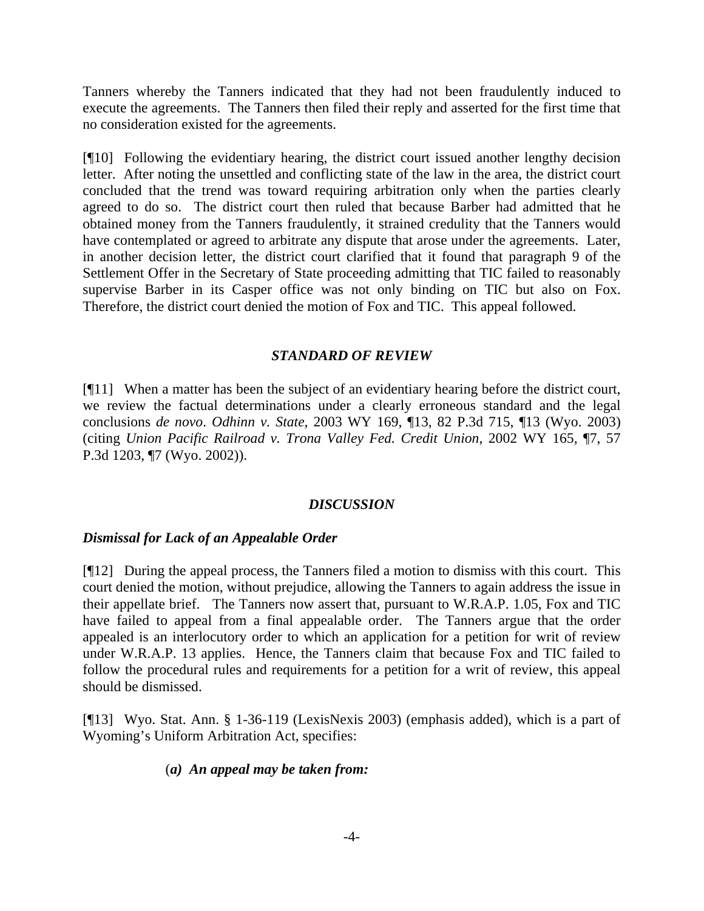Tanners whereby the Tanners indicated that they had not been fraudulently induced to execute the agreements. The Tanners then filed their reply and asserted for the first time that no consideration existed for the agreements.

[¶10] Following the evidentiary hearing, the district court issued another lengthy decision letter. After noting the unsettled and conflicting state of the law in the area, the district court concluded that the trend was toward requiring arbitration only when the parties clearly agreed to do so. The district court then ruled that because Barber had admitted that he obtained money from the Tanners fraudulently, it strained credulity that the Tanners would have contemplated or agreed to arbitrate any dispute that arose under the agreements. Later, in another decision letter, the district court clarified that it found that paragraph 9 of the Settlement Offer in the Secretary of State proceeding admitting that TIC failed to reasonably supervise Barber in its Casper office was not only binding on TIC but also on Fox. Therefore, the district court denied the motion of Fox and TIC. This appeal followed.

### *STANDARD OF REVIEW*

[¶11] When a matter has been the subject of an evidentiary hearing before the district court, we review the factual determinations under a clearly erroneous standard and the legal conclusions *de novo*. *Odhinn v. State*, 2003 WY 169, ¶13, 82 P.3d 715, ¶13 (Wyo. 2003) (citing *Union Pacific Railroad v. Trona Valley Fed. Credit Union*, 2002 WY 165, ¶7, 57 P.3d 1203, ¶7 (Wyo. 2002)).

### *DISCUSSION*

#### *Dismissal for Lack of an Appealable Order*

[¶12] During the appeal process, the Tanners filed a motion to dismiss with this court. This court denied the motion, without prejudice, allowing the Tanners to again address the issue in their appellate brief. The Tanners now assert that, pursuant to W.R.A.P. 1.05, Fox and TIC have failed to appeal from a final appealable order. The Tanners argue that the order appealed is an interlocutory order to which an application for a petition for writ of review under W.R.A.P. 13 applies. Hence, the Tanners claim that because Fox and TIC failed to follow the procedural rules and requirements for a petition for a writ of review, this appeal should be dismissed.

[¶13] Wyo. Stat. Ann. § 1-36-119 (LexisNexis 2003) (emphasis added), which is a part of Wyoming's Uniform Arbitration Act, specifies:

> (***a) An appeal may be taken from:***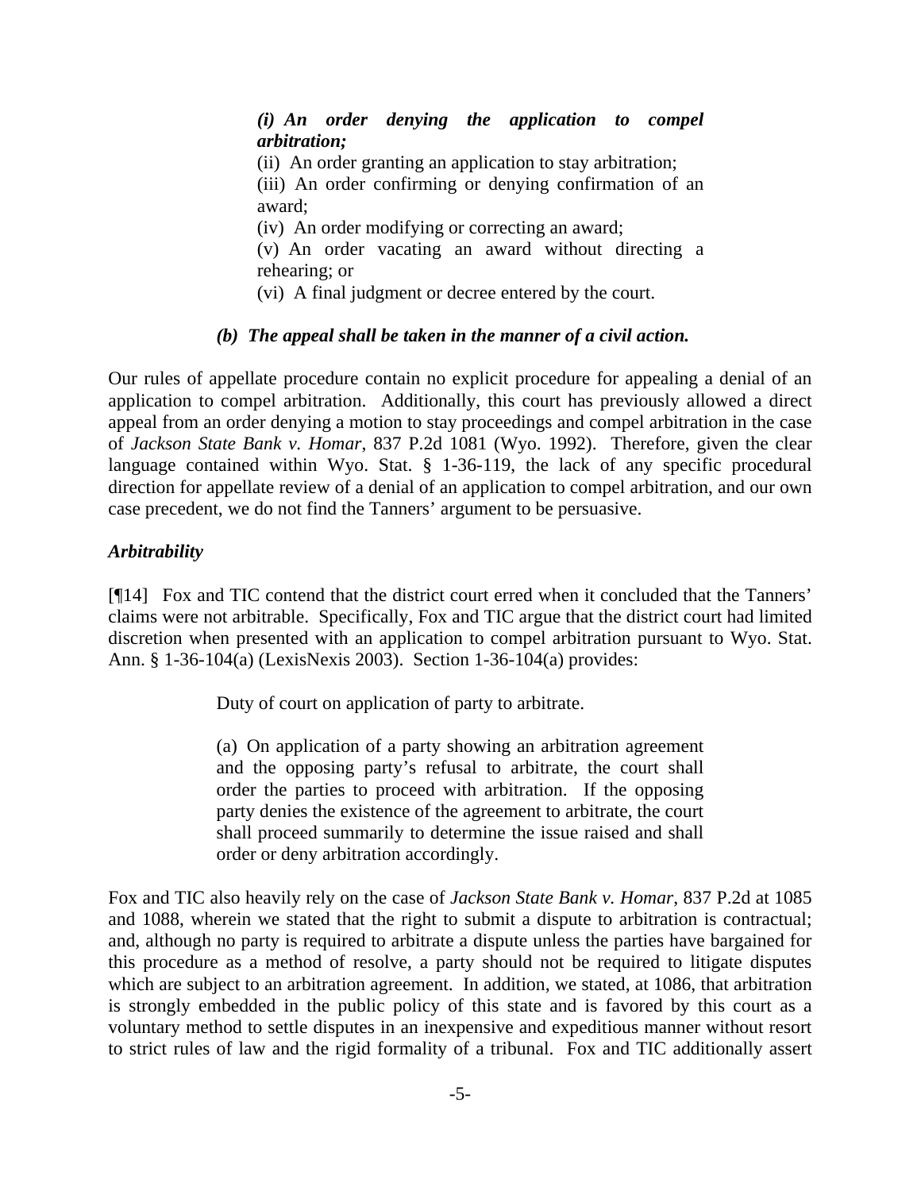> ***(i) An order denying the application to compel arbitration;***
>
> (ii) An order granting an application to stay arbitration;
>
> (iii) An order confirming or denying confirmation of an award;
>
> (iv) An order modifying or correcting an award;
>
> (v) An order vacating an award without directing a rehearing; or
>
> (vi) A final judgment or decree entered by the court.
>
> ***(b) The appeal shall be taken in the manner of a civil action.***

Our rules of appellate procedure contain no explicit procedure for appealing a denial of an application to compel arbitration. Additionally, this court has previously allowed a direct appeal from an order denying a motion to stay proceedings and compel arbitration in the case of *Jackson State Bank v. Homar*, 837 P.2d 1081 (Wyo. 1992). Therefore, given the clear language contained within Wyo. Stat. § 1-36-119, the lack of any specific procedural direction for appellate review of a denial of an application to compel arbitration, and our own case precedent, we do not find the Tanners' argument to be persuasive.

***Arbitrability***

[¶14] Fox and TIC contend that the district court erred when it concluded that the Tanners' claims were not arbitrable. Specifically, Fox and TIC argue that the district court had limited discretion when presented with an application to compel arbitration pursuant to Wyo. Stat. Ann. § 1-36-104(a) (LexisNexis 2003). Section 1-36-104(a) provides:

> Duty of court on application of party to arbitrate.
>
> (a) On application of a party showing an arbitration agreement and the opposing party's refusal to arbitrate, the court shall order the parties to proceed with arbitration. If the opposing party denies the existence of the agreement to arbitrate, the court shall proceed summarily to determine the issue raised and shall order or deny arbitration accordingly.

Fox and TIC also heavily rely on the case of *Jackson State Bank v. Homar*, 837 P.2d at 1085 and 1088, wherein we stated that the right to submit a dispute to arbitration is contractual; and, although no party is required to arbitrate a dispute unless the parties have bargained for this procedure as a method of resolve, a party should not be required to litigate disputes which are subject to an arbitration agreement. In addition, we stated, at 1086, that arbitration is strongly embedded in the public policy of this state and is favored by this court as a voluntary method to settle disputes in an inexpensive and expeditious manner without resort to strict rules of law and the rigid formality of a tribunal. Fox and TIC additionally assert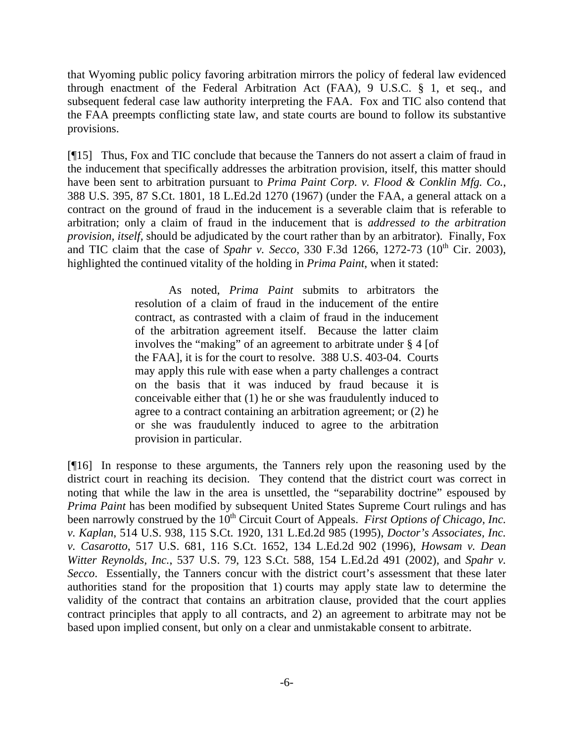that Wyoming public policy favoring arbitration mirrors the policy of federal law evidenced through enactment of the Federal Arbitration Act (FAA), 9 U.S.C. § 1, et seq., and subsequent federal case law authority interpreting the FAA. Fox and TIC also contend that the FAA preempts conflicting state law, and state courts are bound to follow its substantive provisions.

[¶15] Thus, Fox and TIC conclude that because the Tanners do not assert a claim of fraud in the inducement that specifically addresses the arbitration provision, itself, this matter should have been sent to arbitration pursuant to *Prima Paint Corp. v. Flood & Conklin Mfg. Co.*, 388 U.S. 395, 87 S.Ct. 1801, 18 L.Ed.2d 1270 (1967) (under the FAA, a general attack on a contract on the ground of fraud in the inducement is a severable claim that is referable to arbitration; only a claim of fraud in the inducement that is *addressed to the arbitration provision, itself*, should be adjudicated by the court rather than by an arbitrator). Finally, Fox and TIC claim that the case of *Spahr v. Secco*, 330 F.3d 1266, 1272-73 (10th Cir. 2003), highlighted the continued vitality of the holding in *Prima Paint*, when it stated:

> As noted, *Prima Paint* submits to arbitrators the resolution of a claim of fraud in the inducement of the entire contract, as contrasted with a claim of fraud in the inducement of the arbitration agreement itself. Because the latter claim involves the "making" of an agreement to arbitrate under § 4 [of the FAA], it is for the court to resolve. 388 U.S. 403-04. Courts may apply this rule with ease when a party challenges a contract on the basis that it was induced by fraud because it is conceivable either that (1) he or she was fraudulently induced to agree to a contract containing an arbitration agreement; or (2) he or she was fraudulently induced to agree to the arbitration provision in particular.

[¶16] In response to these arguments, the Tanners rely upon the reasoning used by the district court in reaching its decision. They contend that the district court was correct in noting that while the law in the area is unsettled, the "separability doctrine" espoused by *Prima Paint* has been modified by subsequent United States Supreme Court rulings and has been narrowly construed by the 10th Circuit Court of Appeals. *First Options of Chicago, Inc. v. Kaplan*, 514 U.S. 938, 115 S.Ct. 1920, 131 L.Ed.2d 985 (1995), *Doctor's Associates, Inc. v. Casarotto*, 517 U.S. 681, 116 S.Ct. 1652, 134 L.Ed.2d 902 (1996), *Howsam v. Dean Witter Reynolds, Inc.*, 537 U.S. 79, 123 S.Ct. 588, 154 L.Ed.2d 491 (2002), and *Spahr v. Secco*. Essentially, the Tanners concur with the district court's assessment that these later authorities stand for the proposition that 1) courts may apply state law to determine the validity of the contract that contains an arbitration clause, provided that the court applies contract principles that apply to all contracts, and 2) an agreement to arbitrate may not be based upon implied consent, but only on a clear and unmistakable consent to arbitrate.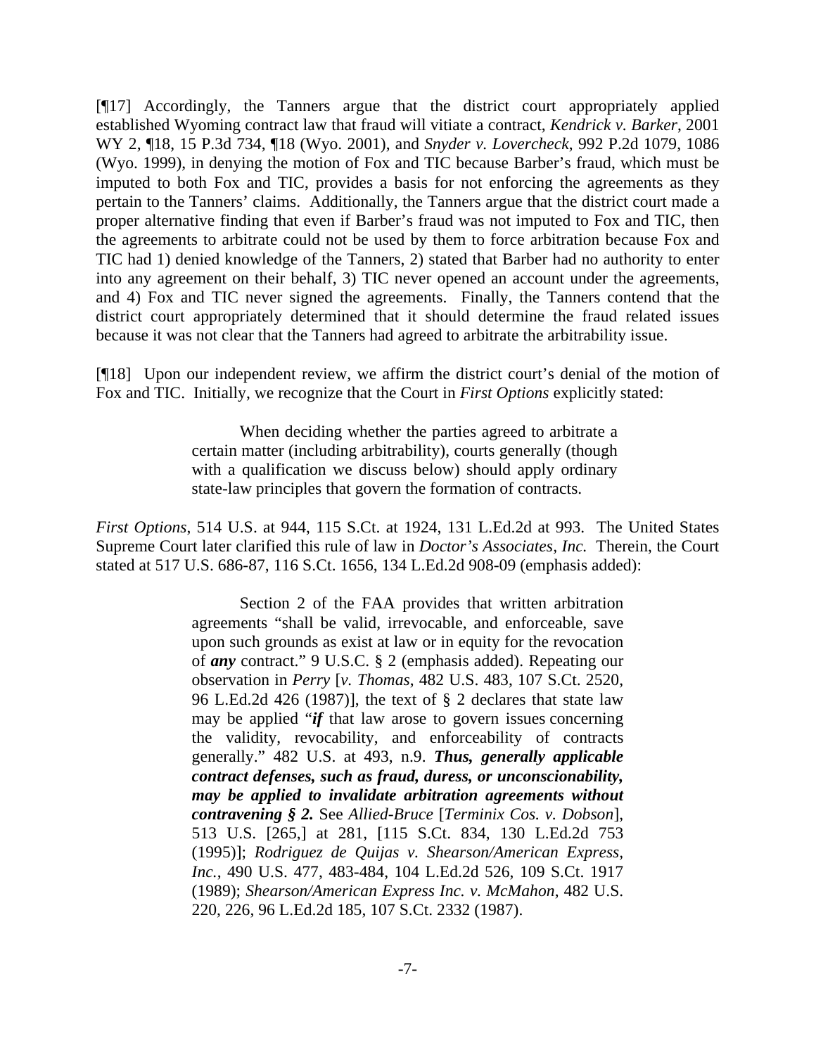[¶17] Accordingly, the Tanners argue that the district court appropriately applied established Wyoming contract law that fraud will vitiate a contract, *Kendrick v. Barker*, 2001 WY 2, ¶18, 15 P.3d 734, ¶18 (Wyo. 2001), and *Snyder v. Lovercheck*, 992 P.2d 1079, 1086 (Wyo. 1999), in denying the motion of Fox and TIC because Barber's fraud, which must be imputed to both Fox and TIC, provides a basis for not enforcing the agreements as they pertain to the Tanners' claims. Additionally, the Tanners argue that the district court made a proper alternative finding that even if Barber's fraud was not imputed to Fox and TIC, then the agreements to arbitrate could not be used by them to force arbitration because Fox and TIC had 1) denied knowledge of the Tanners, 2) stated that Barber had no authority to enter into any agreement on their behalf, 3) TIC never opened an account under the agreements, and 4) Fox and TIC never signed the agreements. Finally, the Tanners contend that the district court appropriately determined that it should determine the fraud related issues because it was not clear that the Tanners had agreed to arbitrate the arbitrability issue.

[¶18] Upon our independent review, we affirm the district court's denial of the motion of Fox and TIC. Initially, we recognize that the Court in *First Options* explicitly stated:

> When deciding whether the parties agreed to arbitrate a certain matter (including arbitrability), courts generally (though with a qualification we discuss below) should apply ordinary state-law principles that govern the formation of contracts.

*First Options*, 514 U.S. at 944, 115 S.Ct. at 1924, 131 L.Ed.2d at 993. The United States Supreme Court later clarified this rule of law in *Doctor's Associates, Inc.* Therein, the Court stated at 517 U.S. 686-87, 116 S.Ct. 1656, 134 L.Ed.2d 908-09 (emphasis added):

> Section 2 of the FAA provides that written arbitration agreements "shall be valid, irrevocable, and enforceable, save upon such grounds as exist at law or in equity for the revocation of ***any*** contract." 9 U.S.C. § 2 (emphasis added). Repeating our observation in *Perry* [*v. Thomas*, 482 U.S. 483, 107 S.Ct. 2520, 96 L.Ed.2d 426 (1987)], the text of § 2 declares that state law may be applied "***if*** that law arose to govern issues concerning the validity, revocability, and enforceability of contracts generally." 482 U.S. at 493, n.9. ***Thus, generally applicable contract defenses, such as fraud, duress, or unconscionability, may be applied to invalidate arbitration agreements without contravening § 2.*** See *Allied-Bruce* [*Terminix Cos. v. Dobson*], 513 U.S. [265,] at 281, [115 S.Ct. 834, 130 L.Ed.2d 753 (1995)]; *Rodriguez de Quijas v. Shearson/American Express, Inc.*, 490 U.S. 477, 483-484, 104 L.Ed.2d 526, 109 S.Ct. 1917 (1989); *Shearson/American Express Inc. v. McMahon*, 482 U.S. 220, 226, 96 L.Ed.2d 185, 107 S.Ct. 2332 (1987).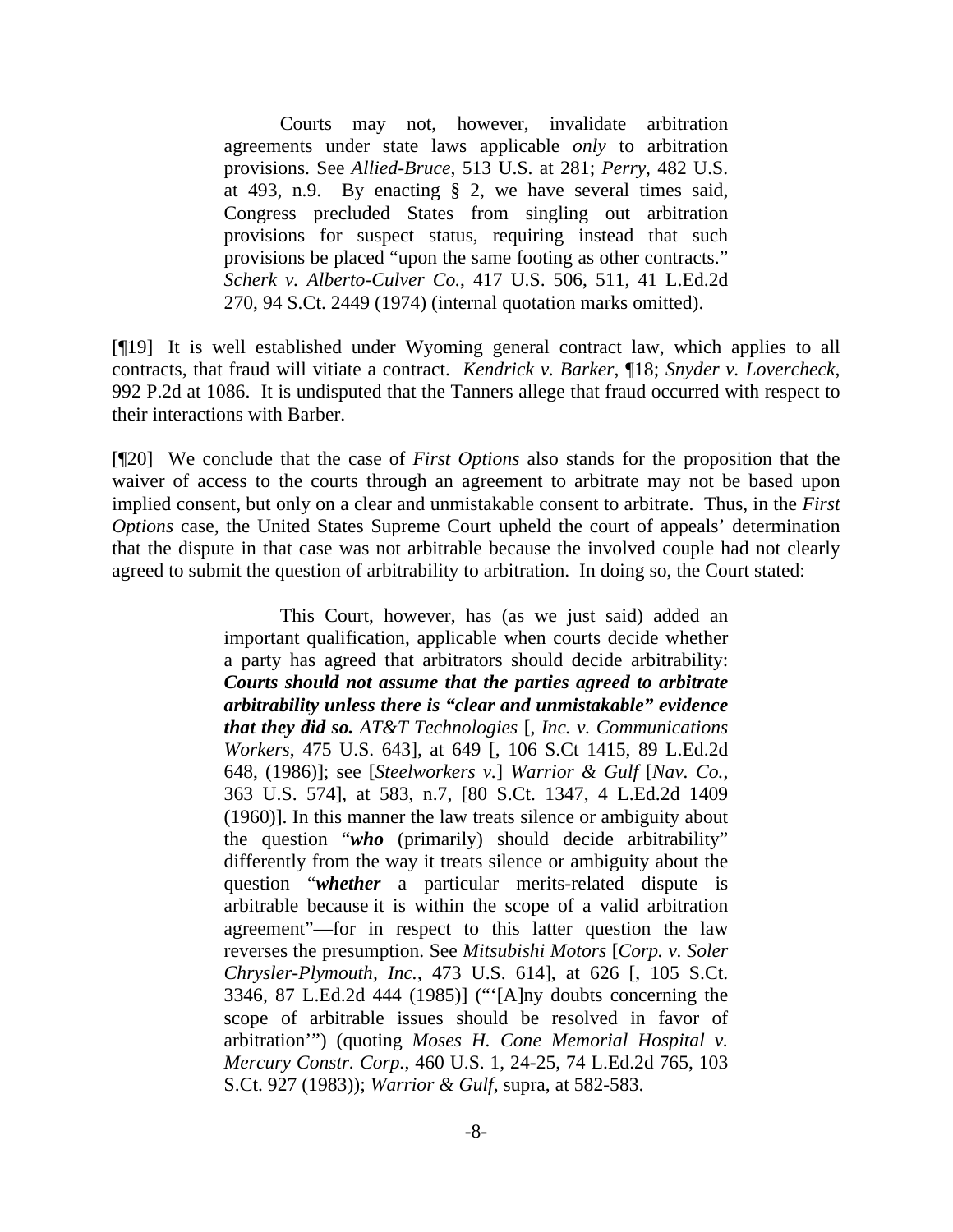> Courts may not, however, invalidate arbitration agreements under state laws applicable *only* to arbitration provisions. See *Allied-Bruce*, 513 U.S. at 281; *Perry*, 482 U.S. at 493, n.9. By enacting § 2, we have several times said, Congress precluded States from singling out arbitration provisions for suspect status, requiring instead that such provisions be placed "upon the same footing as other contracts." *Scherk v. Alberto-Culver Co.*, 417 U.S. 506, 511, 41 L.Ed.2d 270, 94 S.Ct. 2449 (1974) (internal quotation marks omitted).

[¶19] It is well established under Wyoming general contract law, which applies to all contracts, that fraud will vitiate a contract. *Kendrick v. Barker*, ¶18; *Snyder v. Lovercheck*, 992 P.2d at 1086. It is undisputed that the Tanners allege that fraud occurred with respect to their interactions with Barber.

[¶20] We conclude that the case of *First Options* also stands for the proposition that the waiver of access to the courts through an agreement to arbitrate may not be based upon implied consent, but only on a clear and unmistakable consent to arbitrate. Thus, in the *First Options* case, the United States Supreme Court upheld the court of appeals' determination that the dispute in that case was not arbitrable because the involved couple had not clearly agreed to submit the question of arbitrability to arbitration. In doing so, the Court stated:

> This Court, however, has (as we just said) added an important qualification, applicable when courts decide whether a party has agreed that arbitrators should decide arbitrability: ***Courts should not assume that the parties agreed to arbitrate arbitrability unless there is "clear and unmistakable" evidence that they did so.*** *AT&T Technologies* [, *Inc. v. Communications Workers*, 475 U.S. 643], at 649 [, 106 S.Ct 1415, 89 L.Ed.2d 648, (1986)]; see [*Steelworkers v.*] *Warrior & Gulf* [*Nav. Co.*, 363 U.S. 574], at 583, n.7, [80 S.Ct. 1347, 4 L.Ed.2d 1409 (1960)]. In this manner the law treats silence or ambiguity about the question "***who*** (primarily) should decide arbitrability" differently from the way it treats silence or ambiguity about the question "***whether*** a particular merits-related dispute is arbitrable because it is within the scope of a valid arbitration agreement"—for in respect to this latter question the law reverses the presumption. See *Mitsubishi Motors* [*Corp. v. Soler Chrysler-Plymouth, Inc.*, 473 U.S. 614], at 626 [, 105 S.Ct. 3346, 87 L.Ed.2d 444 (1985)] ("'[A]ny doubts concerning the scope of arbitrable issues should be resolved in favor of arbitration'") (quoting *Moses H. Cone Memorial Hospital v. Mercury Constr. Corp.*, 460 U.S. 1, 24-25, 74 L.Ed.2d 765, 103 S.Ct. 927 (1983)); *Warrior & Gulf*, supra, at 582-583.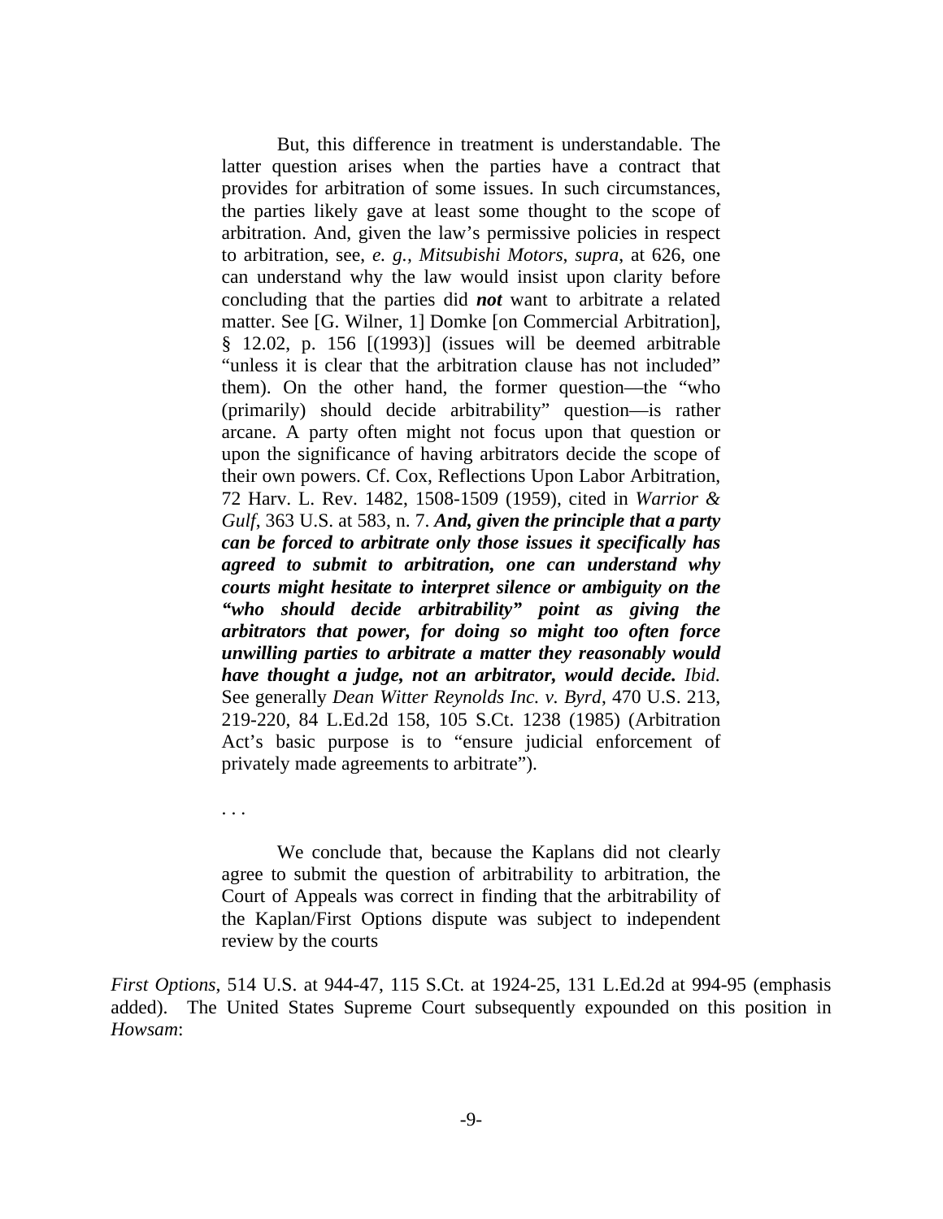> But, this difference in treatment is understandable. The latter question arises when the parties have a contract that provides for arbitration of some issues. In such circumstances, the parties likely gave at least some thought to the scope of arbitration. And, given the law's permissive policies in respect to arbitration, see, *e. g.*, *Mitsubishi Motors*, *supra*, at 626, one can understand why the law would insist upon clarity before concluding that the parties did ***not*** want to arbitrate a related matter. See [G. Wilner, 1] Domke [on Commercial Arbitration], § 12.02, p. 156 [(1993)] (issues will be deemed arbitrable "unless it is clear that the arbitration clause has not included" them). On the other hand, the former question—the "who (primarily) should decide arbitrability" question—is rather arcane. A party often might not focus upon that question or upon the significance of having arbitrators decide the scope of their own powers. Cf. Cox, Reflections Upon Labor Arbitration, 72 Harv. L. Rev. 1482, 1508-1509 (1959), cited in *Warrior & Gulf*, 363 U.S. at 583, n. 7. ***And, given the principle that a party can be forced to arbitrate only those issues it specifically has agreed to submit to arbitration, one can understand why courts might hesitate to interpret silence or ambiguity on the "who should decide arbitrability" point as giving the arbitrators that power, for doing so might too often force unwilling parties to arbitrate a matter they reasonably would have thought a judge, not an arbitrator, would decide.*** *Ibid.* See generally *Dean Witter Reynolds Inc. v. Byrd*, 470 U.S. 213, 219-220, 84 L.Ed.2d 158, 105 S.Ct. 1238 (1985) (Arbitration Act's basic purpose is to "ensure judicial enforcement of privately made agreements to arbitrate").
>
> . . .
>
> We conclude that, because the Kaplans did not clearly agree to submit the question of arbitrability to arbitration, the Court of Appeals was correct in finding that the arbitrability of the Kaplan/First Options dispute was subject to independent review by the courts

*First Options*, 514 U.S. at 944-47, 115 S.Ct. at 1924-25, 131 L.Ed.2d at 994-95 (emphasis added). The United States Supreme Court subsequently expounded on this position in *Howsam*: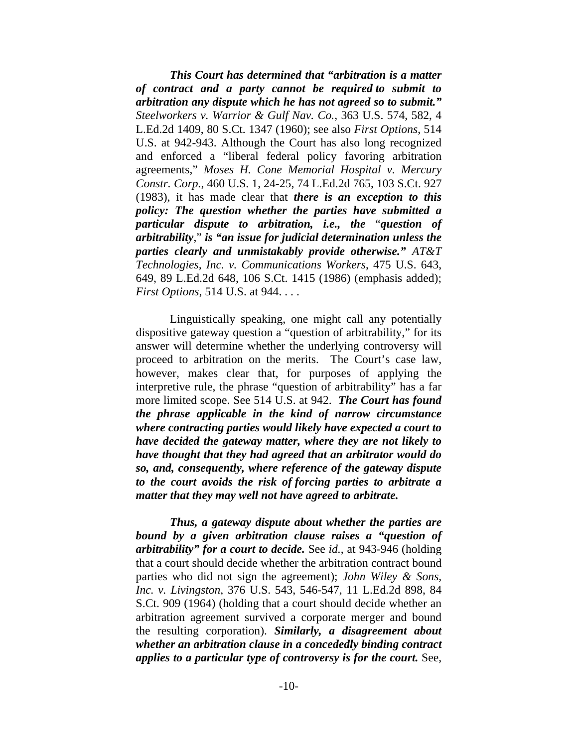***This Court has determined that "arbitration is a matter of contract and a party cannot be required to submit to arbitration any dispute which he has not agreed so to submit."*** *Steelworkers v. Warrior & Gulf Nav. Co.*, 363 U.S. 574, 582, 4 L.Ed.2d 1409, 80 S.Ct. 1347 (1960); see also *First Options*, 514 U.S. at 942-943. Although the Court has also long recognized and enforced a "liberal federal policy favoring arbitration agreements," *Moses H. Cone Memorial Hospital v. Mercury Constr. Corp.*, 460 U.S. 1, 24-25, 74 L.Ed.2d 765, 103 S.Ct. 927 (1983), it has made clear that ***there is an exception to this policy: The question whether the parties have submitted a particular dispute to arbitration, i.e., the** "**question of arbitrability**," **is "an issue for judicial determination unless the parties clearly and unmistakably provide otherwise."*** *AT&T Technologies, Inc. v. Communications Workers*, 475 U.S. 643, 649, 89 L.Ed.2d 648, 106 S.Ct. 1415 (1986) (emphasis added); *First Options*, 514 U.S. at 944. . . .

Linguistically speaking, one might call any potentially dispositive gateway question a "question of arbitrability," for its answer will determine whether the underlying controversy will proceed to arbitration on the merits. The Court's case law, however, makes clear that, for purposes of applying the interpretive rule, the phrase "question of arbitrability" has a far more limited scope. See 514 U.S. at 942. ***The Court has found the phrase applicable in the kind of narrow circumstance where contracting parties would likely have expected a court to have decided the gateway matter, where they are not likely to have thought that they had agreed that an arbitrator would do so, and, consequently, where reference of the gateway dispute to the court avoids the risk of forcing parties to arbitrate a matter that they may well not have agreed to arbitrate.***

***Thus, a gateway dispute about whether the parties are bound by a given arbitration clause raises a "question of arbitrability" for a court to decide.*** See *id.*, at 943-946 (holding that a court should decide whether the arbitration contract bound parties who did not sign the agreement); *John Wiley & Sons, Inc. v. Livingston*, 376 U.S. 543, 546-547, 11 L.Ed.2d 898, 84 S.Ct. 909 (1964) (holding that a court should decide whether an arbitration agreement survived a corporate merger and bound the resulting corporation). ***Similarly, a disagreement about whether an arbitration clause in a concededly binding contract applies to a particular type of controversy is for the court.*** See,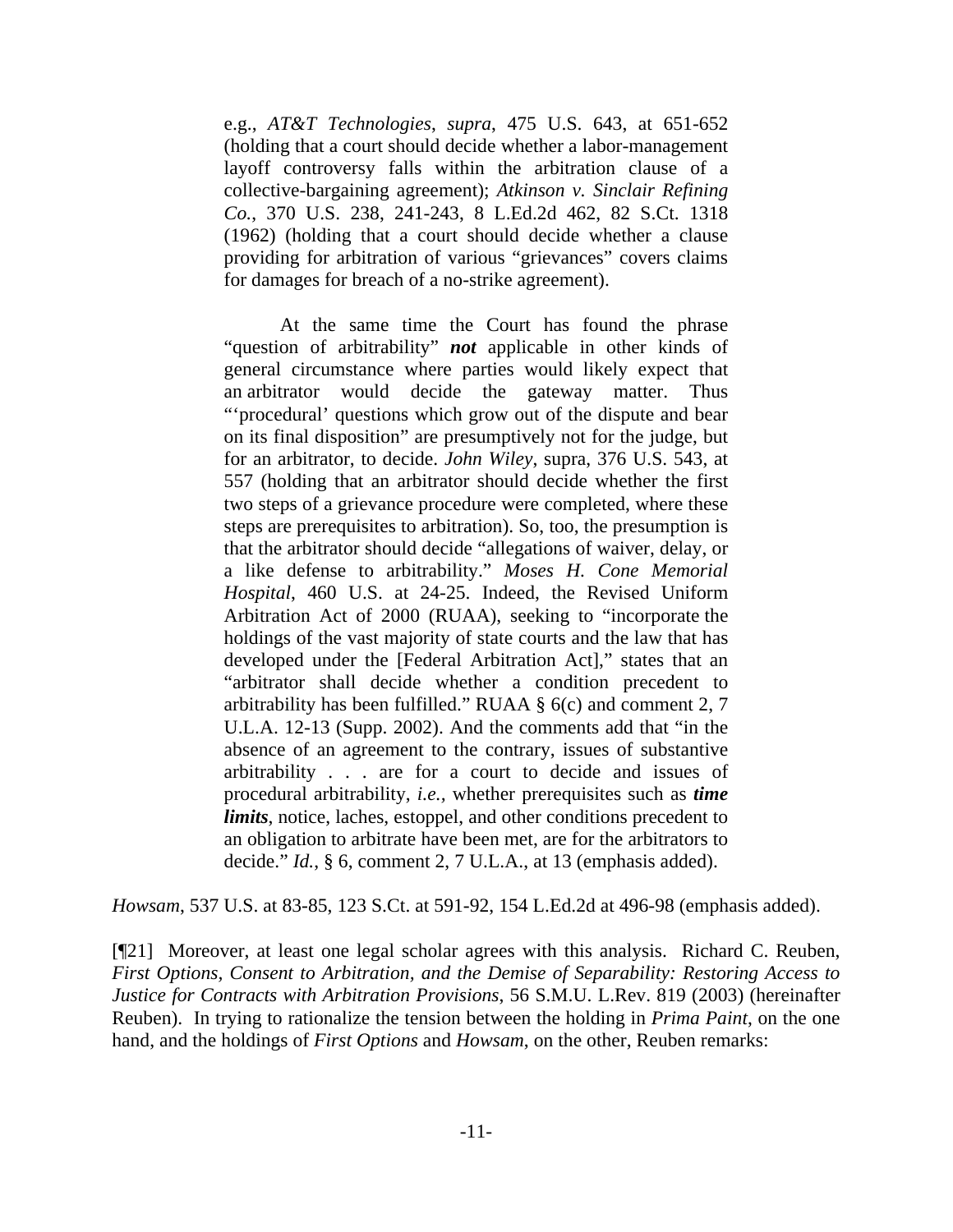> e.g., *AT&T Technologies*, *supra*, 475 U.S. 643, at 651-652 (holding that a court should decide whether a labor-management layoff controversy falls within the arbitration clause of a collective-bargaining agreement); *Atkinson v. Sinclair Refining Co.*, 370 U.S. 238, 241-243, 8 L.Ed.2d 462, 82 S.Ct. 1318 (1962) (holding that a court should decide whether a clause providing for arbitration of various "grievances" covers claims for damages for breach of a no-strike agreement).
>
> At the same time the Court has found the phrase "question of arbitrability" ***not*** applicable in other kinds of general circumstance where parties would likely expect that an arbitrator would decide the gateway matter. Thus "'procedural' questions which grow out of the dispute and bear on its final disposition" are presumptively not for the judge, but for an arbitrator, to decide. *John Wiley*, supra, 376 U.S. 543, at 557 (holding that an arbitrator should decide whether the first two steps of a grievance procedure were completed, where these steps are prerequisites to arbitration). So, too, the presumption is that the arbitrator should decide "allegations of waiver, delay, or a like defense to arbitrability." *Moses H. Cone Memorial Hospital*, 460 U.S. at 24-25. Indeed, the Revised Uniform Arbitration Act of 2000 (RUAA), seeking to "incorporate the holdings of the vast majority of state courts and the law that has developed under the [Federal Arbitration Act]," states that an "arbitrator shall decide whether a condition precedent to arbitrability has been fulfilled." RUAA § 6(c) and comment 2, 7 U.L.A. 12-13 (Supp. 2002). And the comments add that "in the absence of an agreement to the contrary, issues of substantive arbitrability . . . are for a court to decide and issues of procedural arbitrability, *i.e.*, whether prerequisites such as ***time limits***, notice, laches, estoppel, and other conditions precedent to an obligation to arbitrate have been met, are for the arbitrators to decide." *Id.*, § 6, comment 2, 7 U.L.A., at 13 (emphasis added).

*Howsam*, 537 U.S. at 83-85, 123 S.Ct. at 591-92, 154 L.Ed.2d at 496-98 (emphasis added).

[¶21] Moreover, at least one legal scholar agrees with this analysis. Richard C. Reuben, *First Options, Consent to Arbitration, and the Demise of Separability: Restoring Access to Justice for Contracts with Arbitration Provisions*, 56 S.M.U. L.Rev. 819 (2003) (hereinafter Reuben). In trying to rationalize the tension between the holding in *Prima Paint*, on the one hand, and the holdings of *First Options* and *Howsam*, on the other, Reuben remarks: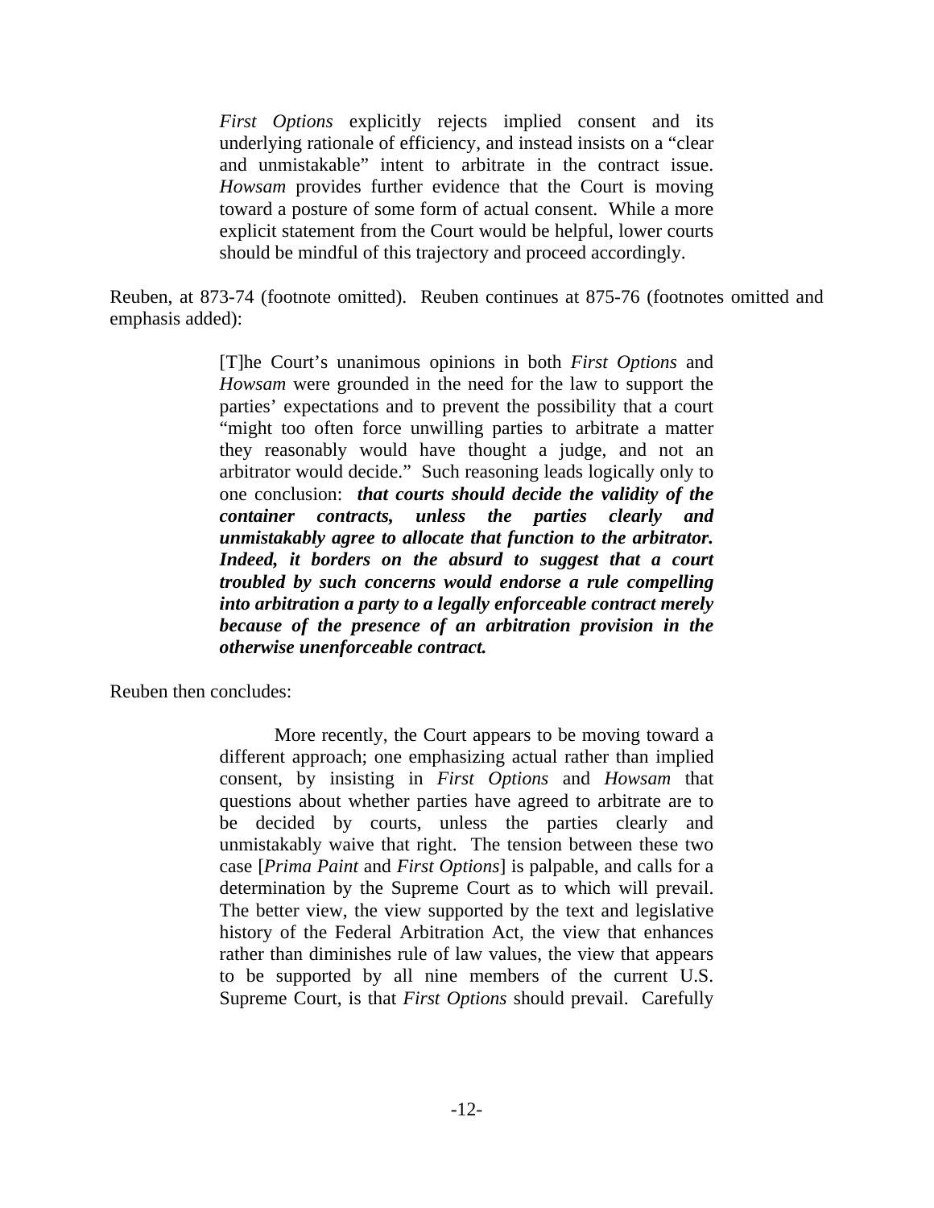> *First Options* explicitly rejects implied consent and its underlying rationale of efficiency, and instead insists on a "clear and unmistakable" intent to arbitrate in the contract issue. *Howsam* provides further evidence that the Court is moving toward a posture of some form of actual consent. While a more explicit statement from the Court would be helpful, lower courts should be mindful of this trajectory and proceed accordingly.

Reuben, at 873-74 (footnote omitted). Reuben continues at 875-76 (footnotes omitted and emphasis added):

> [T]he Court's unanimous opinions in both *First Options* and *Howsam* were grounded in the need for the law to support the parties' expectations and to prevent the possibility that a court "might too often force unwilling parties to arbitrate a matter they reasonably would have thought a judge, and not an arbitrator would decide." Such reasoning leads logically only to one conclusion: ***that courts should decide the validity of the container contracts, unless the parties clearly and unmistakably agree to allocate that function to the arbitrator. Indeed, it borders on the absurd to suggest that a court troubled by such concerns would endorse a rule compelling into arbitration a party to a legally enforceable contract merely because of the presence of an arbitration provision in the otherwise unenforceable contract.***

Reuben then concludes:

> More recently, the Court appears to be moving toward a different approach; one emphasizing actual rather than implied consent, by insisting in *First Options* and *Howsam* that questions about whether parties have agreed to arbitrate are to be decided by courts, unless the parties clearly and unmistakably waive that right. The tension between these two case [*Prima Paint* and *First Options*] is palpable, and calls for a determination by the Supreme Court as to which will prevail. The better view, the view supported by the text and legislative history of the Federal Arbitration Act, the view that enhances rather than diminishes rule of law values, the view that appears to be supported by all nine members of the current U.S. Supreme Court, is that *First Options* should prevail. Carefully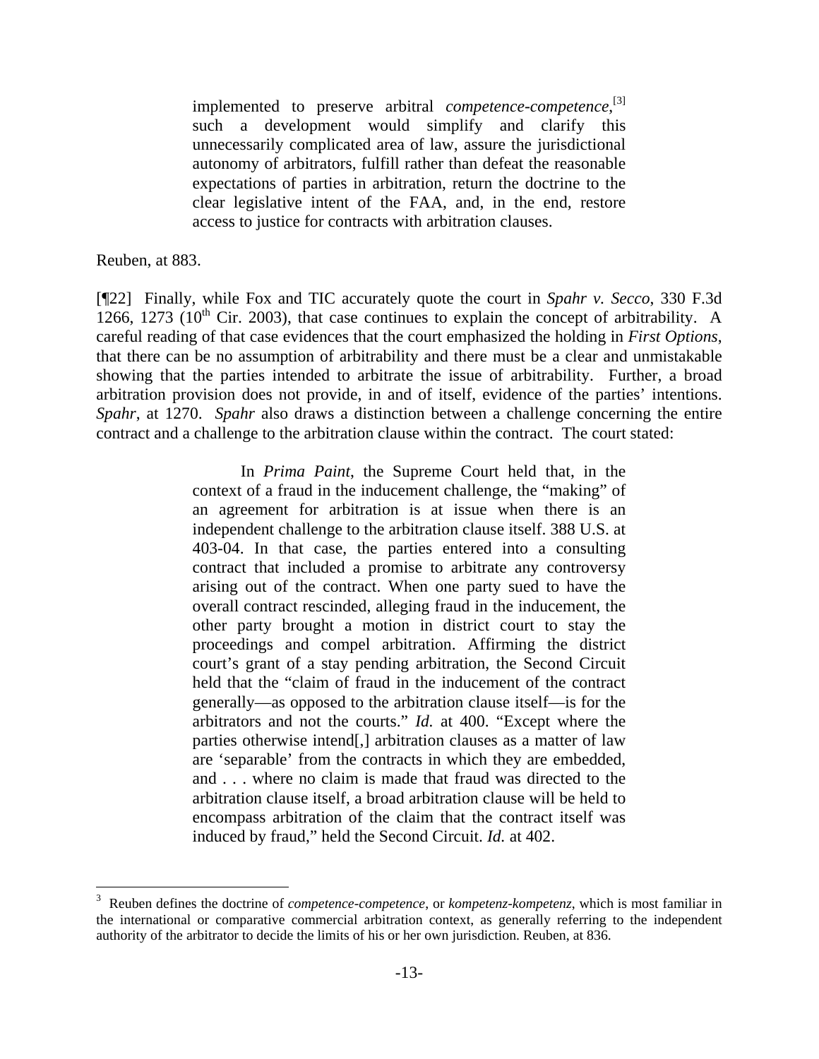> implemented to preserve arbitral *competence-competence*,[3] such a development would simplify and clarify this unnecessarily complicated area of law, assure the jurisdictional autonomy of arbitrators, fulfill rather than defeat the reasonable expectations of parties in arbitration, return the doctrine to the clear legislative intent of the FAA, and, in the end, restore access to justice for contracts with arbitration clauses.

Reuben, at 883.

[¶22] Finally, while Fox and TIC accurately quote the court in *Spahr v. Secco*, 330 F.3d 1266, 1273 (10th Cir. 2003), that case continues to explain the concept of arbitrability. A careful reading of that case evidences that the court emphasized the holding in *First Options*, that there can be no assumption of arbitrability and there must be a clear and unmistakable showing that the parties intended to arbitrate the issue of arbitrability. Further, a broad arbitration provision does not provide, in and of itself, evidence of the parties' intentions. *Spahr*, at 1270. *Spahr* also draws a distinction between a challenge concerning the entire contract and a challenge to the arbitration clause within the contract. The court stated:

> In *Prima Paint*, the Supreme Court held that, in the context of a fraud in the inducement challenge, the "making" of an agreement for arbitration is at issue when there is an independent challenge to the arbitration clause itself. 388 U.S. at 403-04. In that case, the parties entered into a consulting contract that included a promise to arbitrate any controversy arising out of the contract. When one party sued to have the overall contract rescinded, alleging fraud in the inducement, the other party brought a motion in district court to stay the proceedings and compel arbitration. Affirming the district court's grant of a stay pending arbitration, the Second Circuit held that the "claim of fraud in the inducement of the contract generally—as opposed to the arbitration clause itself—is for the arbitrators and not the courts." *Id.* at 400. "Except where the parties otherwise intend[,] arbitration clauses as a matter of law are 'separable' from the contracts in which they are embedded, and . . . where no claim is made that fraud was directed to the arbitration clause itself, a broad arbitration clause will be held to encompass arbitration of the claim that the contract itself was induced by fraud," held the Second Circuit. *Id.* at 402.

---

[3] Reuben defines the doctrine of *competence-competence*, or *kompetenz-kompetenz*, which is most familiar in the international or comparative commercial arbitration context, as generally referring to the independent authority of the arbitrator to decide the limits of his or her own jurisdiction. Reuben, at 836.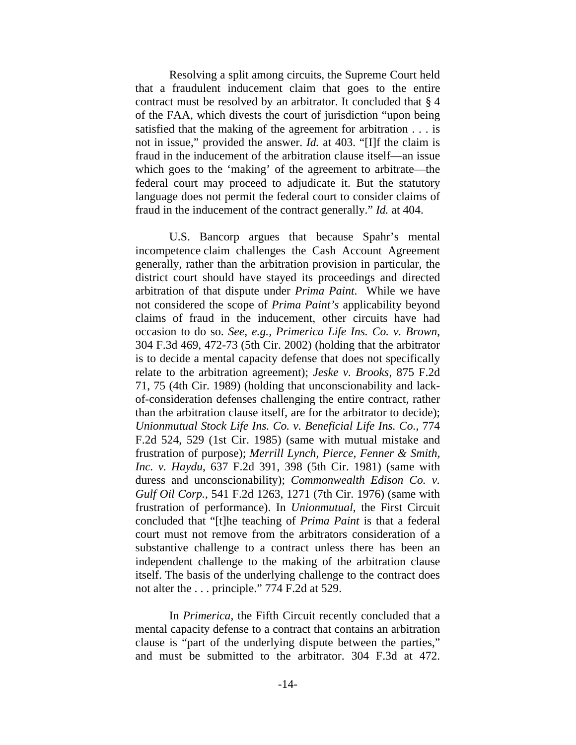Resolving a split among circuits, the Supreme Court held that a fraudulent inducement claim that goes to the entire contract must be resolved by an arbitrator. It concluded that § 4 of the FAA, which divests the court of jurisdiction "upon being satisfied that the making of the agreement for arbitration . . . is not in issue," provided the answer. *Id.* at 403. "[I]f the claim is fraud in the inducement of the arbitration clause itself—an issue which goes to the 'making' of the agreement to arbitrate—the federal court may proceed to adjudicate it. But the statutory language does not permit the federal court to consider claims of fraud in the inducement of the contract generally." *Id.* at 404.

U.S. Bancorp argues that because Spahr's mental incompetence claim challenges the Cash Account Agreement generally, rather than the arbitration provision in particular, the district court should have stayed its proceedings and directed arbitration of that dispute under *Prima Paint*. While we have not considered the scope of *Prima Paint's* applicability beyond claims of fraud in the inducement, other circuits have had occasion to do so. *See, e.g., Primerica Life Ins. Co. v. Brown*, 304 F.3d 469, 472-73 (5th Cir. 2002) (holding that the arbitrator is to decide a mental capacity defense that does not specifically relate to the arbitration agreement); *Jeske v. Brooks*, 875 F.2d 71, 75 (4th Cir. 1989) (holding that unconscionability and lack-of-consideration defenses challenging the entire contract, rather than the arbitration clause itself, are for the arbitrator to decide); *Unionmutual Stock Life Ins. Co. v. Beneficial Life Ins. Co.*, 774 F.2d 524, 529 (1st Cir. 1985) (same with mutual mistake and frustration of purpose); *Merrill Lynch, Pierce, Fenner & Smith, Inc. v. Haydu*, 637 F.2d 391, 398 (5th Cir. 1981) (same with duress and unconscionability); *Commonwealth Edison Co. v. Gulf Oil Corp.*, 541 F.2d 1263, 1271 (7th Cir. 1976) (same with frustration of performance). In *Unionmutual*, the First Circuit concluded that "[t]he teaching of *Prima Paint* is that a federal court must not remove from the arbitrators consideration of a substantive challenge to a contract unless there has been an independent challenge to the making of the arbitration clause itself. The basis of the underlying challenge to the contract does not alter the . . . principle." 774 F.2d at 529.

In *Primerica*, the Fifth Circuit recently concluded that a mental capacity defense to a contract that contains an arbitration clause is "part of the underlying dispute between the parties," and must be submitted to the arbitrator. 304 F.3d at 472.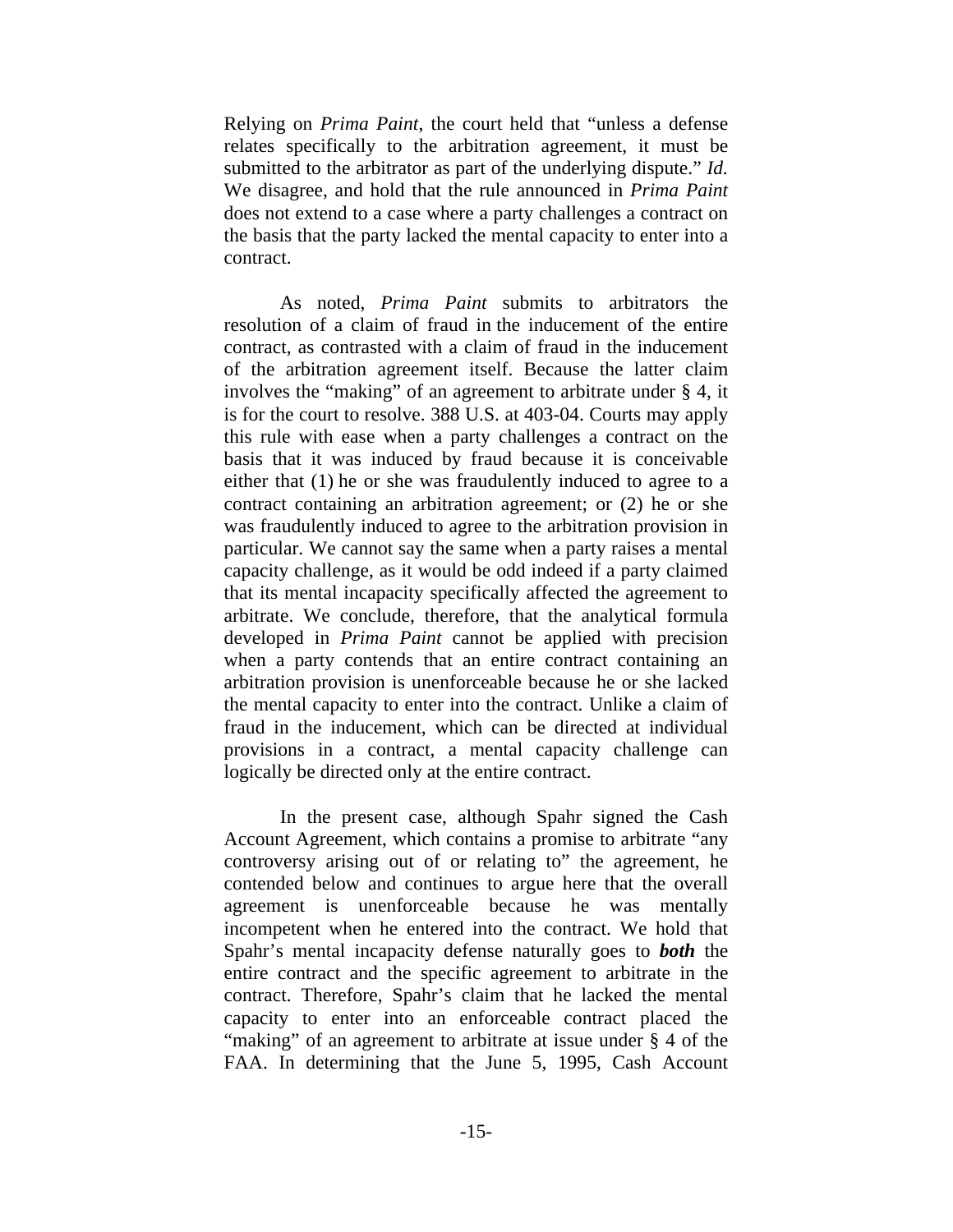Relying on *Prima Paint*, the court held that "unless a defense relates specifically to the arbitration agreement, it must be submitted to the arbitrator as part of the underlying dispute." *Id.* We disagree, and hold that the rule announced in *Prima Paint* does not extend to a case where a party challenges a contract on the basis that the party lacked the mental capacity to enter into a contract.

As noted, *Prima Paint* submits to arbitrators the resolution of a claim of fraud in the inducement of the entire contract, as contrasted with a claim of fraud in the inducement of the arbitration agreement itself. Because the latter claim involves the "making" of an agreement to arbitrate under § 4, it is for the court to resolve. 388 U.S. at 403-04. Courts may apply this rule with ease when a party challenges a contract on the basis that it was induced by fraud because it is conceivable either that (1) he or she was fraudulently induced to agree to a contract containing an arbitration agreement; or (2) he or she was fraudulently induced to agree to the arbitration provision in particular. We cannot say the same when a party raises a mental capacity challenge, as it would be odd indeed if a party claimed that its mental incapacity specifically affected the agreement to arbitrate. We conclude, therefore, that the analytical formula developed in *Prima Paint* cannot be applied with precision when a party contends that an entire contract containing an arbitration provision is unenforceable because he or she lacked the mental capacity to enter into the contract. Unlike a claim of fraud in the inducement, which can be directed at individual provisions in a contract, a mental capacity challenge can logically be directed only at the entire contract.

In the present case, although Spahr signed the Cash Account Agreement, which contains a promise to arbitrate "any controversy arising out of or relating to" the agreement, he contended below and continues to argue here that the overall agreement is unenforceable because he was mentally incompetent when he entered into the contract. We hold that Spahr's mental incapacity defense naturally goes to ***both*** the entire contract and the specific agreement to arbitrate in the contract. Therefore, Spahr's claim that he lacked the mental capacity to enter into an enforceable contract placed the "making" of an agreement to arbitrate at issue under § 4 of the FAA. In determining that the June 5, 1995, Cash Account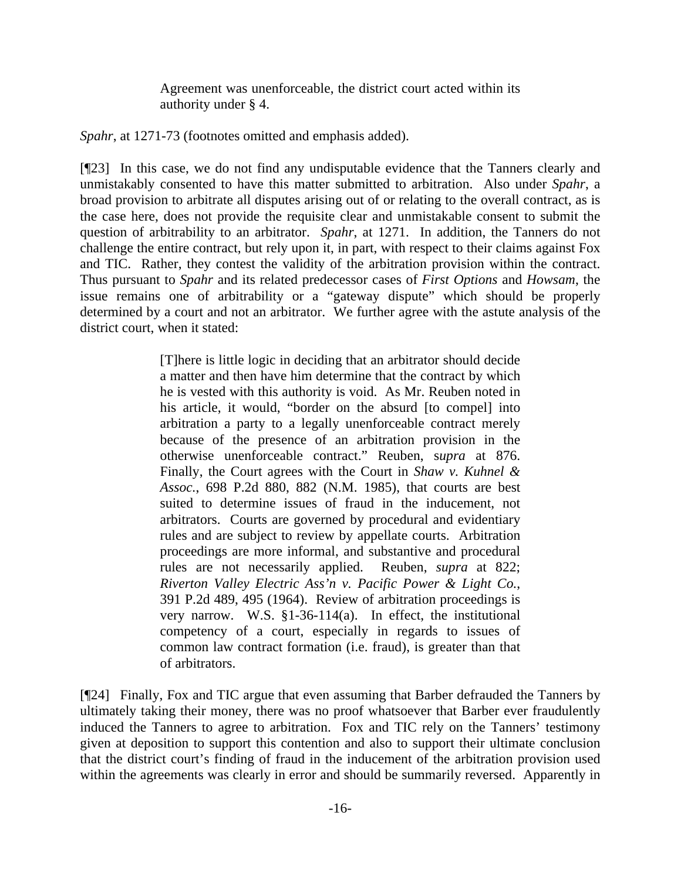> Agreement was unenforceable, the district court acted within its authority under § 4.

*Spahr*, at 1271-73 (footnotes omitted and emphasis added).

[¶23] In this case, we do not find any undisputable evidence that the Tanners clearly and unmistakably consented to have this matter submitted to arbitration. Also under *Spahr*, a broad provision to arbitrate all disputes arising out of or relating to the overall contract, as is the case here, does not provide the requisite clear and unmistakable consent to submit the question of arbitrability to an arbitrator. *Spahr*, at 1271. In addition, the Tanners do not challenge the entire contract, but rely upon it, in part, with respect to their claims against Fox and TIC. Rather, they contest the validity of the arbitration provision within the contract. Thus pursuant to *Spahr* and its related predecessor cases of *First Options* and *Howsam*, the issue remains one of arbitrability or a "gateway dispute" which should be properly determined by a court and not an arbitrator. We further agree with the astute analysis of the district court, when it stated:

> [T]here is little logic in deciding that an arbitrator should decide a matter and then have him determine that the contract by which he is vested with this authority is void. As Mr. Reuben noted in his article, it would, "border on the absurd [to compel] into arbitration a party to a legally unenforceable contract merely because of the presence of an arbitration provision in the otherwise unenforceable contract." Reuben, s*upra* at 876. Finally, the Court agrees with the Court in *Shaw v. Kuhnel & Assoc.*, 698 P.2d 880, 882 (N.M. 1985), that courts are best suited to determine issues of fraud in the inducement, not arbitrators. Courts are governed by procedural and evidentiary rules and are subject to review by appellate courts. Arbitration proceedings are more informal, and substantive and procedural rules are not necessarily applied. Reuben, *supra* at 822; *Riverton Valley Electric Ass'n v. Pacific Power & Light Co.*, 391 P.2d 489, 495 (1964). Review of arbitration proceedings is very narrow. W.S. §1-36-114(a). In effect, the institutional competency of a court, especially in regards to issues of common law contract formation (i.e. fraud), is greater than that of arbitrators.

[¶24] Finally, Fox and TIC argue that even assuming that Barber defrauded the Tanners by ultimately taking their money, there was no proof whatsoever that Barber ever fraudulently induced the Tanners to agree to arbitration. Fox and TIC rely on the Tanners' testimony given at deposition to support this contention and also to support their ultimate conclusion that the district court's finding of fraud in the inducement of the arbitration provision used within the agreements was clearly in error and should be summarily reversed. Apparently in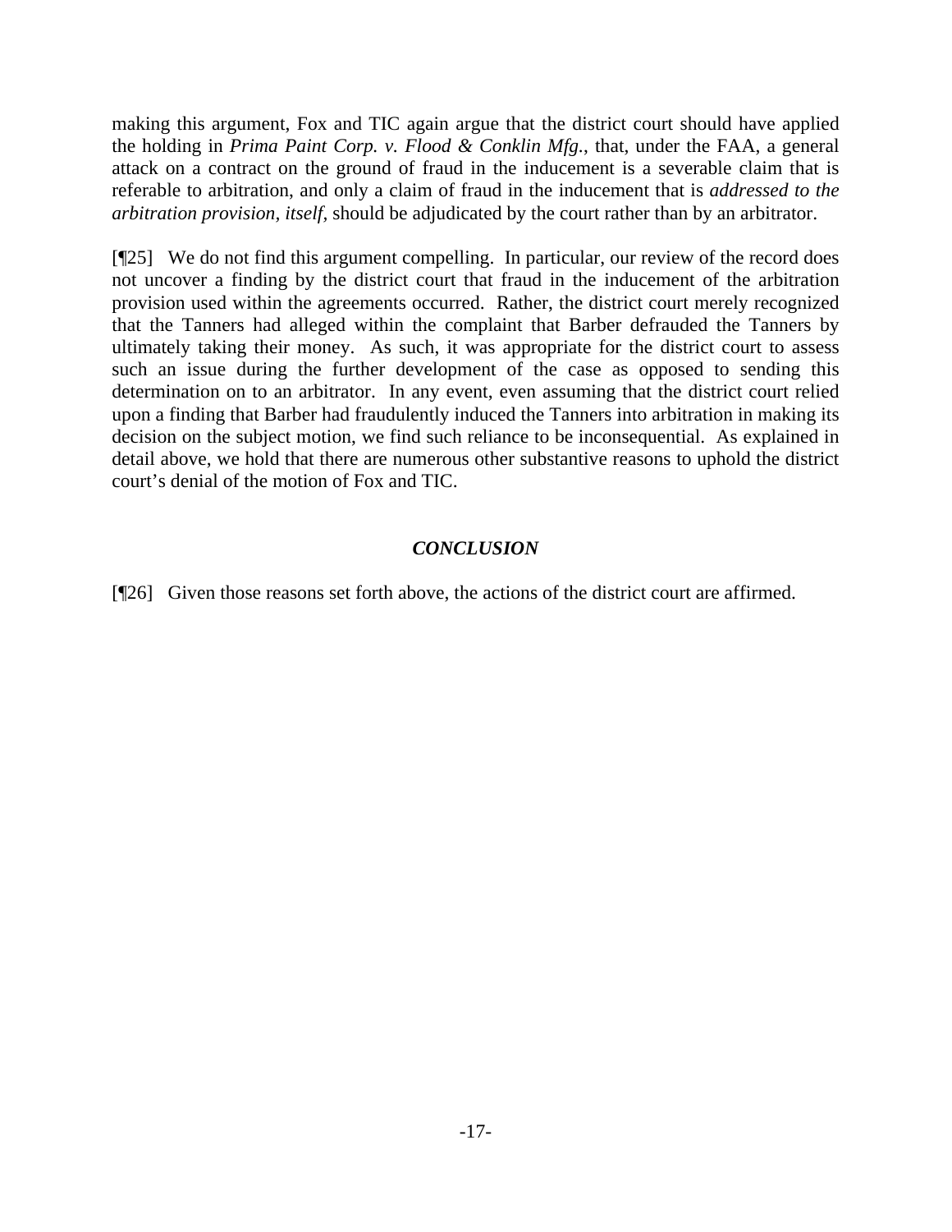making this argument, Fox and TIC again argue that the district court should have applied the holding in *Prima Paint Corp. v. Flood & Conklin Mfg.*, that, under the FAA, a general attack on a contract on the ground of fraud in the inducement is a severable claim that is referable to arbitration, and only a claim of fraud in the inducement that is *addressed to the arbitration provision, itself*, should be adjudicated by the court rather than by an arbitrator.

[¶25] We do not find this argument compelling. In particular, our review of the record does not uncover a finding by the district court that fraud in the inducement of the arbitration provision used within the agreements occurred. Rather, the district court merely recognized that the Tanners had alleged within the complaint that Barber defrauded the Tanners by ultimately taking their money. As such, it was appropriate for the district court to assess such an issue during the further development of the case as opposed to sending this determination on to an arbitrator. In any event, even assuming that the district court relied upon a finding that Barber had fraudulently induced the Tanners into arbitration in making its decision on the subject motion, we find such reliance to be inconsequential. As explained in detail above, we hold that there are numerous other substantive reasons to uphold the district court's denial of the motion of Fox and TIC.

## *CONCLUSION*

[¶26] Given those reasons set forth above, the actions of the district court are affirmed.